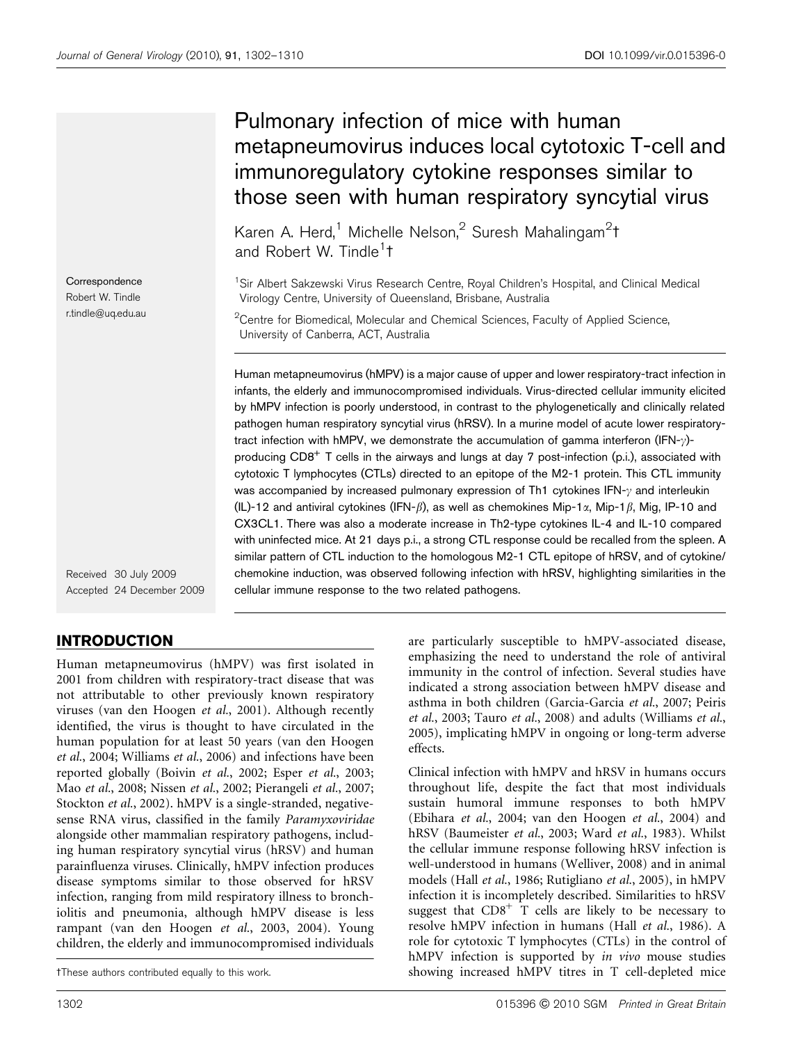# Pulmonary infection of mice with human metapneumovirus induces local cytotoxic T-cell and immunoregulatory cytokine responses similar to those seen with human respiratory syncytial virus

Karen A. Herd,[1] Michelle Nelson,[2] Suresh Mahalingam[2]† and Robert W. Tindle[1]†

[1]Sir Albert Sakzewski Virus Research Centre, Royal Children's Hospital, and Clinical Medical Virology Centre, University of Queensland, Brisbane, Australia

[2]Centre for Biomedical, Molecular and Chemical Sciences, Faculty of Applied Science, University of Canberra, ACT, Australia

Correspondence
Robert W. Tindle
r.tindle@uq.edu.au

Received 30 July 2009
Accepted 24 December 2009

Human metapneumovirus (hMPV) is a major cause of upper and lower respiratory-tract infection in infants, the elderly and immunocompromised individuals. Virus-directed cellular immunity elicited by hMPV infection is poorly understood, in contrast to the phylogenetically and clinically related pathogen human respiratory syncytial virus (hRSV). In a murine model of acute lower respiratory-tract infection with hMPV, we demonstrate the accumulation of gamma interferon (IFN-$\gamma$)-producing $CD8^+$ T cells in the airways and lungs at day 7 post-infection (p.i.), associated with cytotoxic T lymphocytes (CTLs) directed to an epitope of the M2-1 protein. This CTL immunity was accompanied by increased pulmonary expression of Th1 cytokines IFN-$\gamma$ and interleukin (IL)-12 and antiviral cytokines (IFN-$\beta$), as well as chemokines Mip-1$\alpha$, Mip-1$\beta$, Mig, IP-10 and CX3CL1. There was also a moderate increase in Th2-type cytokines IL-4 and IL-10 compared with uninfected mice. At 21 days p.i., a strong CTL response could be recalled from the spleen. A similar pattern of CTL induction to the homologous M2-1 CTL epitope of hRSV, and of cytokine/chemokine induction, was observed following infection with hRSV, highlighting similarities in the cellular immune response to the two related pathogens.

## INTRODUCTION

Human metapneumovirus (hMPV) was first isolated in 2001 from children with respiratory-tract disease that was not attributable to other previously known respiratory viruses (van den Hoogen *et al.*, 2001). Although recently identified, the virus is thought to have circulated in the human population for at least 50 years (van den Hoogen *et al.*, 2004; Williams *et al.*, 2006) and infections have been reported globally (Boivin *et al.*, 2002; Esper *et al.*, 2003; Mao *et al.*, 2008; Nissen *et al.*, 2002; Pierangeli *et al.*, 2007; Stockton *et al.*, 2002). hMPV is a single-stranded, negative-sense RNA virus, classified in the family *Paramyxoviridae* alongside other mammalian respiratory pathogens, including human respiratory syncytial virus (hRSV) and human parainfluenza viruses. Clinically, hMPV infection produces disease symptoms similar to those observed for hRSV infection, ranging from mild respiratory illness to bronchiolitis and pneumonia, although hMPV disease is less rampant (van den Hoogen *et al.*, 2003, 2004). Young children, the elderly and immunocompromised individuals are particularly susceptible to hMPV-associated disease, emphasizing the need to understand the role of antiviral immunity in the control of infection. Several studies have indicated a strong association between hMPV disease and asthma in both children (Garcia-Garcia *et al.*, 2007; Peiris *et al.*, 2003; Tauro *et al.*, 2008) and adults (Williams *et al.*, 2005), implicating hMPV in ongoing or long-term adverse effects.

Clinical infection with hMPV and hRSV in humans occurs throughout life, despite the fact that most individuals sustain humoral immune responses to both hMPV (Ebihara *et al.*, 2004; van den Hoogen *et al.*, 2004) and hRSV (Baumeister *et al.*, 2003; Ward *et al.*, 1983). Whilst the cellular immune response following hRSV infection is well-understood in humans (Welliver, 2008) and in animal models (Hall *et al.*, 1986; Rutigliano *et al.*, 2005), in hMPV infection it is incompletely described. Similarities to hRSV suggest that $CD8^+$ T cells are likely to be necessary to resolve hMPV infection in humans (Hall *et al.*, 1986). A role for cytotoxic T lymphocytes (CTLs) in the control of hMPV infection is supported by *in vivo* mouse studies showing increased hMPV titres in T cell-depleted mice

†These authors contributed equally to this work.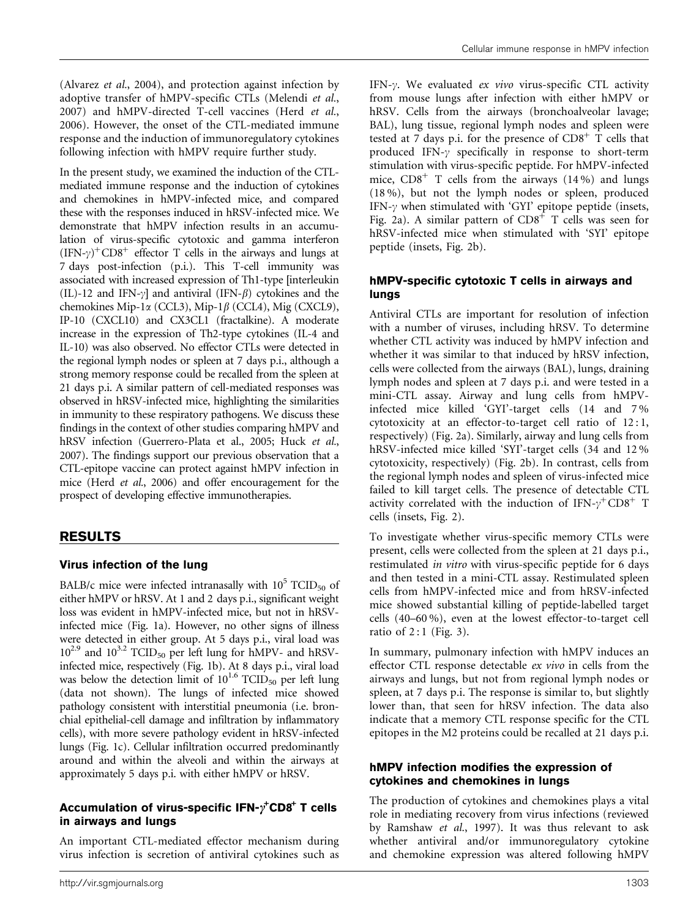(Alvarez *et al.*, 2004), and protection against infection by adoptive transfer of hMPV-specific CTLs (Melendi *et al.*, 2007) and hMPV-directed T-cell vaccines (Herd *et al.*, 2006). However, the onset of the CTL-mediated immune response and the induction of immunoregulatory cytokines following infection with hMPV require further study.

In the present study, we examined the induction of the CTL-mediated immune response and the induction of cytokines and chemokines in hMPV-infected mice, and compared these with the responses induced in hRSV-infected mice. We demonstrate that hMPV infection results in an accumulation of virus-specific cytotoxic and gamma interferon $(IFN-\gamma)^{+}CD8^{+}$ effector T cells in the airways and lungs at 7 days post-infection (p.i.). This T-cell immunity was associated with increased expression of Th1-type [interleukin (IL)-12 and IFN-$\gamma$] and antiviral (IFN-$\beta$) cytokines and the chemokines Mip-1$\alpha$ (CCL3), Mip-1$\beta$ (CCL4), Mig (CXCL9), IP-10 (CXCL10) and CX3CL1 (fractalkine). A moderate increase in the expression of Th2-type cytokines (IL-4 and IL-10) was also observed. No effector CTLs were detected in the regional lymph nodes or spleen at 7 days p.i., although a strong memory response could be recalled from the spleen at 21 days p.i. A similar pattern of cell-mediated responses was observed in hRSV-infected mice, highlighting the similarities in immunity to these respiratory pathogens. We discuss these findings in the context of other studies comparing hMPV and hRSV infection (Guerrero-Plata et al., 2005; Huck *et al.*, 2007). The findings support our previous observation that a CTL-epitope vaccine can protect against hMPV infection in mice (Herd *et al.*, 2006) and offer encouragement for the prospect of developing effective immunotherapies.

## RESULTS

### Virus infection of the lung

BALB/c mice were infected intranasally with $10^5$ $TCID_{50}$ of either hMPV or hRSV. At 1 and 2 days p.i., significant weight loss was evident in hMPV-infected mice, but not in hRSV-infected mice (Fig. 1a). However, no other signs of illness were detected in either group. At 5 days p.i., viral load was $10^{2.9}$ and $10^{3.2}$ $TCID_{50}$ per left lung for hMPV- and hRSV-infected mice, respectively (Fig. 1b). At 8 days p.i., viral load was below the detection limit of $10^{1.6}$ $TCID_{50}$ per left lung (data not shown). The lungs of infected mice showed pathology consistent with interstitial pneumonia (i.e. bronchial epithelial-cell damage and infiltration by inflammatory cells), with more severe pathology evident in hRSV-infected lungs (Fig. 1c). Cellular infiltration occurred predominantly around and within the alveoli and within the airways at approximately 5 days p.i. with either hMPV or hRSV.

### Accumulation of virus-specific IFN-$\gamma^{+}$CD8$^{+}$ T cells in airways and lungs

An important CTL-mediated effector mechanism during virus infection is secretion of antiviral cytokines such as IFN-$\gamma$. We evaluated *ex vivo* virus-specific CTL activity from mouse lungs after infection with either hMPV or hRSV. Cells from the airways (bronchoalveolar lavage; BAL), lung tissue, regional lymph nodes and spleen were tested at 7 days p.i. for the presence of $CD8^{+}$ T cells that produced IFN-$\gamma$ specifically in response to short-term stimulation with virus-specific peptide. For hMPV-infected mice, $CD8^{+}$ T cells from the airways (14 %) and lungs (18 %), but not the lymph nodes or spleen, produced IFN-$\gamma$ when stimulated with 'GYI' epitope peptide (insets, Fig. 2a). A similar pattern of $CD8^{+}$ T cells was seen for hRSV-infected mice when stimulated with 'SYI' epitope peptide (insets, Fig. 2b).

### hMPV-specific cytotoxic T cells in airways and lungs

Antiviral CTLs are important for resolution of infection with a number of viruses, including hRSV. To determine whether CTL activity was induced by hMPV infection and whether it was similar to that induced by hRSV infection, cells were collected from the airways (BAL), lungs, draining lymph nodes and spleen at 7 days p.i. and were tested in a mini-CTL assay. Airway and lung cells from hMPV-infected mice killed 'GYI'-target cells (14 and 7 % cytotoxicity at an effector-to-target cell ratio of 12 : 1, respectively) (Fig. 2a). Similarly, airway and lung cells from hRSV-infected mice killed 'SYI'-target cells (34 and 12 % cytotoxicity, respectively) (Fig. 2b). In contrast, cells from the regional lymph nodes and spleen of virus-infected mice failed to kill target cells. The presence of detectable CTL activity correlated with the induction of IFN-$\gamma^{+}$CD8$^{+}$ T cells (insets, Fig. 2).

To investigate whether virus-specific memory CTLs were present, cells were collected from the spleen at 21 days p.i., restimulated *in vitro* with virus-specific peptide for 6 days and then tested in a mini-CTL assay. Restimulated spleen cells from hMPV-infected mice and from hRSV-infected mice showed substantial killing of peptide-labelled target cells (40–60 %), even at the lowest effector-to-target cell ratio of 2 : 1 (Fig. 3).

In summary, pulmonary infection with hMPV induces an effector CTL response detectable *ex vivo* in cells from the airways and lungs, but not from regional lymph nodes or spleen, at 7 days p.i. The response is similar to, but slightly lower than, that seen for hRSV infection. The data also indicate that a memory CTL response specific for the CTL epitopes in the M2 proteins could be recalled at 21 days p.i.

### hMPV infection modifies the expression of cytokines and chemokines in lungs

The production of cytokines and chemokines plays a vital role in mediating recovery from virus infections (reviewed by Ramshaw *et al.*, 1997). It was thus relevant to ask whether antiviral and/or immunoregulatory cytokine and chemokine expression was altered following hMPV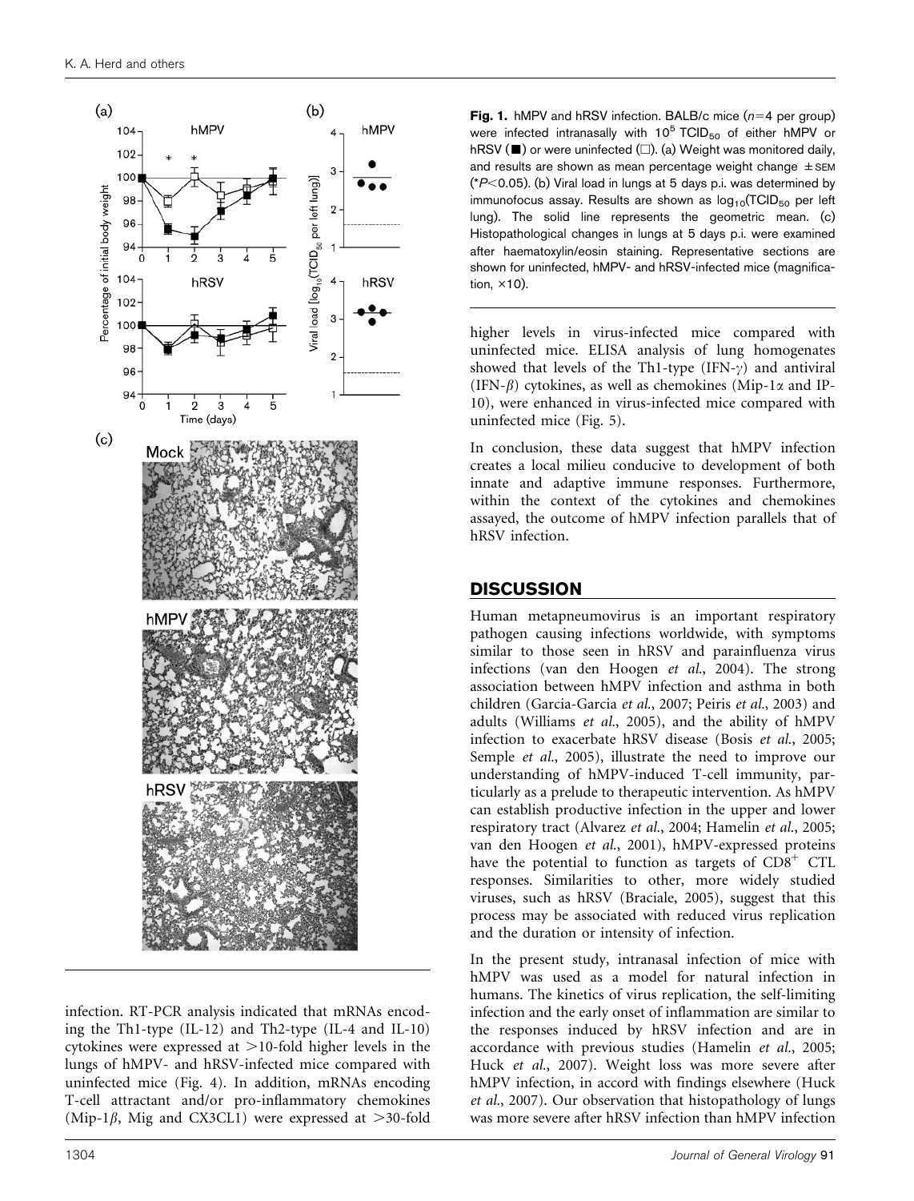**Fig. 1.** hMPV and hRSV infection. BALB/c mice ($n=4$ per group) were infected intranasally with $10^5$ $TCID_{50}$ of either hMPV or hRSV (■) or were uninfected (□). (a) Weight was monitored daily, and results are shown as mean percentage weight change ± SEM (*$P<0.05$). (b) Viral load in lungs at 5 days p.i. was determined by immunofocus assay. Results are shown as $\log_{10}(TCID_{50}$ per left lung). The solid line represents the geometric mean. (c) Histopathological changes in lungs at 5 days p.i. were examined after haematoxylin/eosin staining. Representative sections are shown for uninfected, hMPV- and hRSV-infected mice (magnification, ×10).

infection. RT-PCR analysis indicated that mRNAs encoding the Th1-type (IL-12) and Th2-type (IL-4 and IL-10) cytokines were expressed at >10-fold higher levels in the lungs of hMPV- and hRSV-infected mice compared with uninfected mice (Fig. 4). In addition, mRNAs encoding T-cell attractant and/or pro-inflammatory chemokines (Mip-1$\beta$, Mig and CX3CL1) were expressed at >30-fold higher levels in virus-infected mice compared with uninfected mice. ELISA analysis of lung homogenates showed that levels of the Th1-type (IFN-$\gamma$) and antiviral (IFN-$\beta$) cytokines, as well as chemokines (Mip-1$\alpha$ and IP-10), were enhanced in virus-infected mice compared with uninfected mice (Fig. 5).

In conclusion, these data suggest that hMPV infection creates a local milieu conducive to development of both innate and adaptive immune responses. Furthermore, within the context of the cytokines and chemokines assayed, the outcome of hMPV infection parallels that of hRSV infection.

## DISCUSSION

Human metapneumovirus is an important respiratory pathogen causing infections worldwide, with symptoms similar to those seen in hRSV and parainfluenza virus infections (van den Hoogen *et al.*, 2004). The strong association between hMPV infection and asthma in both children (Garcia-Garcia *et al.*, 2007; Peiris *et al.*, 2003) and adults (Williams *et al.*, 2005), and the ability of hMPV infection to exacerbate hRSV disease (Bosis *et al.*, 2005; Semple *et al.*, 2005), illustrate the need to improve our understanding of hMPV-induced T-cell immunity, particularly as a prelude to therapeutic intervention. As hMPV can establish productive infection in the upper and lower respiratory tract (Alvarez *et al.*, 2004; Hamelin *et al.*, 2005; van den Hoogen *et al.*, 2001), hMPV-expressed proteins have the potential to function as targets of $CD8^+$ CTL responses. Similarities to other, more widely studied viruses, such as hRSV (Braciale, 2005), suggest that this process may be associated with reduced virus replication and the duration or intensity of infection.

In the present study, intranasal infection of mice with hMPV was used as a model for natural infection in humans. The kinetics of virus replication, the self-limiting infection and the early onset of inflammation are similar to the responses induced by hRSV infection and are in accordance with previous studies (Hamelin *et al.*, 2005; Huck *et al.*, 2007). Weight loss was more severe after hMPV infection, in accord with findings elsewhere (Huck *et al.*, 2007). Our observation that histopathology of lungs was more severe after hRSV infection than hMPV infection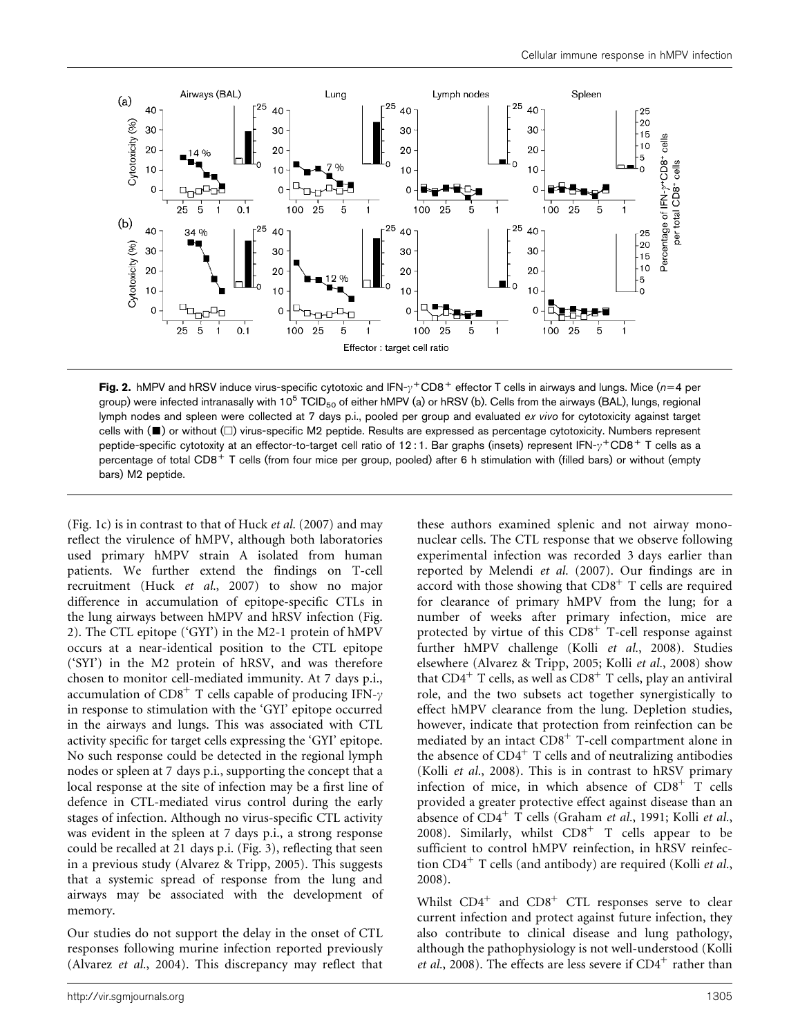**Fig. 2.** hMPV and hRSV induce virus-specific cytotoxic and IFN-$\gamma^+$CD8$^+$ effector T cells in airways and lungs. Mice ($n$=4 per group) were infected intranasally with $10^5$ TCID$_{50}$ of either hMPV (a) or hRSV (b). Cells from the airways (BAL), lungs, regional lymph nodes and spleen were collected at 7 days p.i., pooled per group and evaluated *ex vivo* for cytotoxicity against target cells with (■) or without (□) virus-specific M2 peptide. Results are expressed as percentage cytotoxicity. Numbers represent peptide-specific cytotoxity at an effector-to-target cell ratio of 12 : 1. Bar graphs (insets) represent IFN-$\gamma^+$CD8$^+$ T cells as a percentage of total CD8$^+$ T cells (from four mice per group, pooled) after 6 h stimulation with (filled bars) or without (empty bars) M2 peptide.

(Fig. 1c) is in contrast to that of Huck *et al.* (2007) and may reflect the virulence of hMPV, although both laboratories used primary hMPV strain A isolated from human patients. We further extend the findings on T-cell recruitment (Huck *et al.*, 2007) to show no major difference in accumulation of epitope-specific CTLs in the lung airways between hMPV and hRSV infection (Fig. 2). The CTL epitope ('GYI') in the M2-1 protein of hMPV occurs at a near-identical position to the CTL epitope ('SYI') in the M2 protein of hRSV, and was therefore chosen to monitor cell-mediated immunity. At 7 days p.i., accumulation of CD8$^+$ T cells capable of producing IFN-$\gamma$ in response to stimulation with the 'GYI' epitope occurred in the airways and lungs. This was associated with CTL activity specific for target cells expressing the 'GYI' epitope. No such response could be detected in the regional lymph nodes or spleen at 7 days p.i., supporting the concept that a local response at the site of infection may be a first line of defence in CTL-mediated virus control during the early stages of infection. Although no virus-specific CTL activity was evident in the spleen at 7 days p.i., a strong response could be recalled at 21 days p.i. (Fig. 3), reflecting that seen in a previous study (Alvarez & Tripp, 2005). This suggests that a systemic spread of response from the lung and airways may be associated with the development of memory.

Our studies do not support the delay in the onset of CTL responses following murine infection reported previously (Alvarez *et al.*, 2004). This discrepancy may reflect that these authors examined splenic and not airway mononuclear cells. The CTL response that we observe following experimental infection was recorded 3 days earlier than reported by Melendi *et al.* (2007). Our findings are in accord with those showing that CD8$^+$ T cells are required for clearance of primary hMPV from the lung; for a number of weeks after primary infection, mice are protected by virtue of this CD8$^+$ T-cell response against further hMPV challenge (Kolli *et al.*, 2008). Studies elsewhere (Alvarez & Tripp, 2005; Kolli *et al.*, 2008) show that CD4$^+$ T cells, as well as CD8$^+$ T cells, play an antiviral role, and the two subsets act together synergistically to effect hMPV clearance from the lung. Depletion studies, however, indicate that protection from reinfection can be mediated by an intact CD8$^+$ T-cell compartment alone in the absence of CD4$^+$ T cells and of neutralizing antibodies (Kolli *et al.*, 2008). This is in contrast to hRSV primary infection of mice, in which absence of CD8$^+$ T cells provided a greater protective effect against disease than an absence of CD4$^+$ T cells (Graham *et al.*, 1991; Kolli *et al.*, 2008). Similarly, whilst CD8$^+$ T cells appear to be sufficient to control hMPV reinfection, in hRSV reinfection CD4$^+$ T cells (and antibody) are required (Kolli *et al.*, 2008).

Whilst CD4$^+$ and CD8$^+$ CTL responses serve to clear current infection and protect against future infection, they also contribute to clinical disease and lung pathology, although the pathophysiology is not well-understood (Kolli *et al.*, 2008). The effects are less severe if CD4$^+$ rather than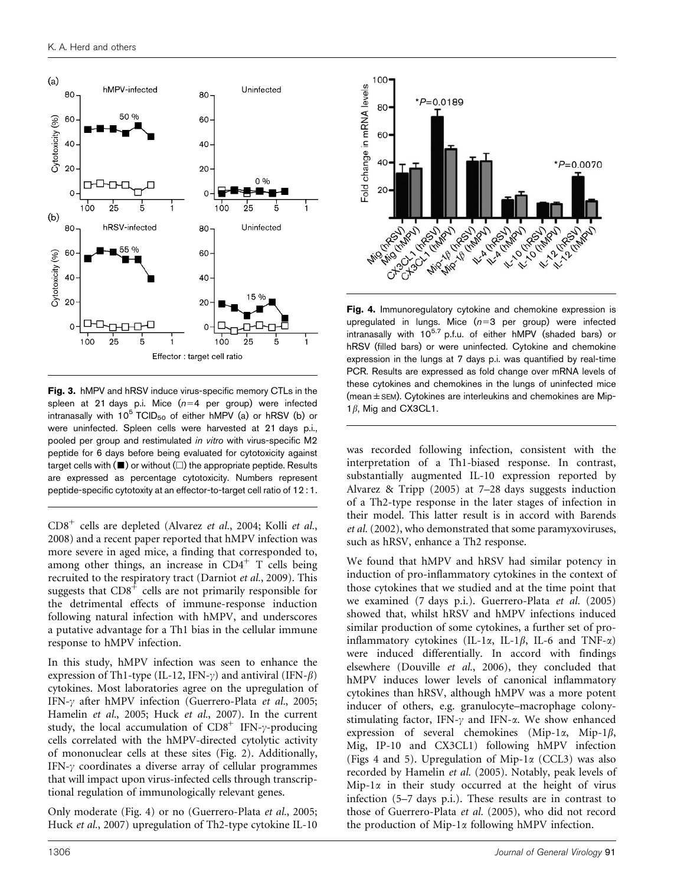**Fig. 3.** hMPV and hRSV induce virus-specific memory CTLs in the spleen at 21 days p.i. Mice ($n$=4 per group) were infected intranasally with $10^5$ $TCID_{50}$ of either hMPV (a) or hRSV (b) or were uninfected. Spleen cells were harvested at 21 days p.i., pooled per group and restimulated *in vitro* with virus-specific M2 peptide for 6 days before being evaluated for cytotoxicity against target cells with (■) or without (□) the appropriate peptide. Results are expressed as percentage cytotoxicity. Numbers represent peptide-specific cytotoxity at an effector-to-target cell ratio of 12 : 1.

**Fig. 4.** Immunoregulatory cytokine and chemokine expression is upregulated in lungs. Mice ($n$=3 per group) were infected intranasally with $10^{5.7}$ p.f.u. of either hMPV (shaded bars) or hRSV (filled bars) or were uninfected. Cytokine and chemokine expression in the lungs at 7 days p.i. was quantified by real-time PCR. Results are expressed as fold change over mRNA levels of these cytokines and chemokines in the lungs of uninfected mice (mean ± SEM). Cytokines are interleukins and chemokines are Mip-1$\beta$, Mig and CX3CL1.

$CD8^+$ cells are depleted (Alvarez *et al.*, 2004; Kolli *et al.*, 2008) and a recent paper reported that hMPV infection was more severe in aged mice, a finding that corresponded to, among other things, an increase in $CD4^+$ T cells being recruited to the respiratory tract (Darniot *et al.*, 2009). This suggests that $CD8^+$ cells are not primarily responsible for the detrimental effects of immune-response induction following natural infection with hMPV, and underscores a putative advantage for a Th1 bias in the cellular immune response to hMPV infection.

In this study, hMPV infection was seen to enhance the expression of Th1-type (IL-12, IFN-$\gamma$) and antiviral (IFN-$\beta$) cytokines. Most laboratories agree on the upregulation of IFN-$\gamma$ after hMPV infection (Guerrero-Plata *et al.*, 2005; Hamelin *et al.*, 2005; Huck *et al.*, 2007). In the current study, the local accumulation of $CD8^+$ IFN-$\gamma$-producing cells correlated with the hMPV-directed cytolytic activity of mononuclear cells at these sites (Fig. 2). Additionally, IFN-$\gamma$ coordinates a diverse array of cellular programmes that will impact upon virus-infected cells through transcriptional regulation of immunologically relevant genes.

Only moderate (Fig. 4) or no (Guerrero-Plata *et al.*, 2005; Huck *et al.*, 2007) upregulation of Th2-type cytokine IL-10 was recorded following infection, consistent with the interpretation of a Th1-biased response. In contrast, substantially augmented IL-10 expression reported by Alvarez & Tripp (2005) at 7–28 days suggests induction of a Th2-type response in the later stages of infection in their model. This latter result is in accord with Barends *et al.* (2002), who demonstrated that some paramyxoviruses, such as hRSV, enhance a Th2 response.

We found that hMPV and hRSV had similar potency in induction of pro-inflammatory cytokines in the context of those cytokines that we studied and at the time point that we examined (7 days p.i.). Guerrero-Plata *et al.* (2005) showed that, whilst hRSV and hMPV infections induced similar production of some cytokines, a further set of pro-inflammatory cytokines (IL-1$\alpha$, IL-1$\beta$, IL-6 and TNF-$\alpha$) were induced differentially. In accord with findings elsewhere (Douville *et al.*, 2006), they concluded that hMPV induces lower levels of canonical inflammatory cytokines than hRSV, although hMPV was a more potent inducer of others, e.g. granulocyte–macrophage colony-stimulating factor, IFN-$\gamma$ and IFN-$\alpha$. We show enhanced expression of several chemokines (Mip-1$\alpha$, Mip-1$\beta$, Mig, IP-10 and CX3CL1) following hMPV infection (Figs 4 and 5). Upregulation of Mip-1$\alpha$ (CCL3) was also recorded by Hamelin *et al.* (2005). Notably, peak levels of Mip-1$\alpha$ in their study occurred at the height of virus infection (5–7 days p.i.). These results are in contrast to those of Guerrero-Plata *et al.* (2005), who did not record the production of Mip-1$\alpha$ following hMPV infection.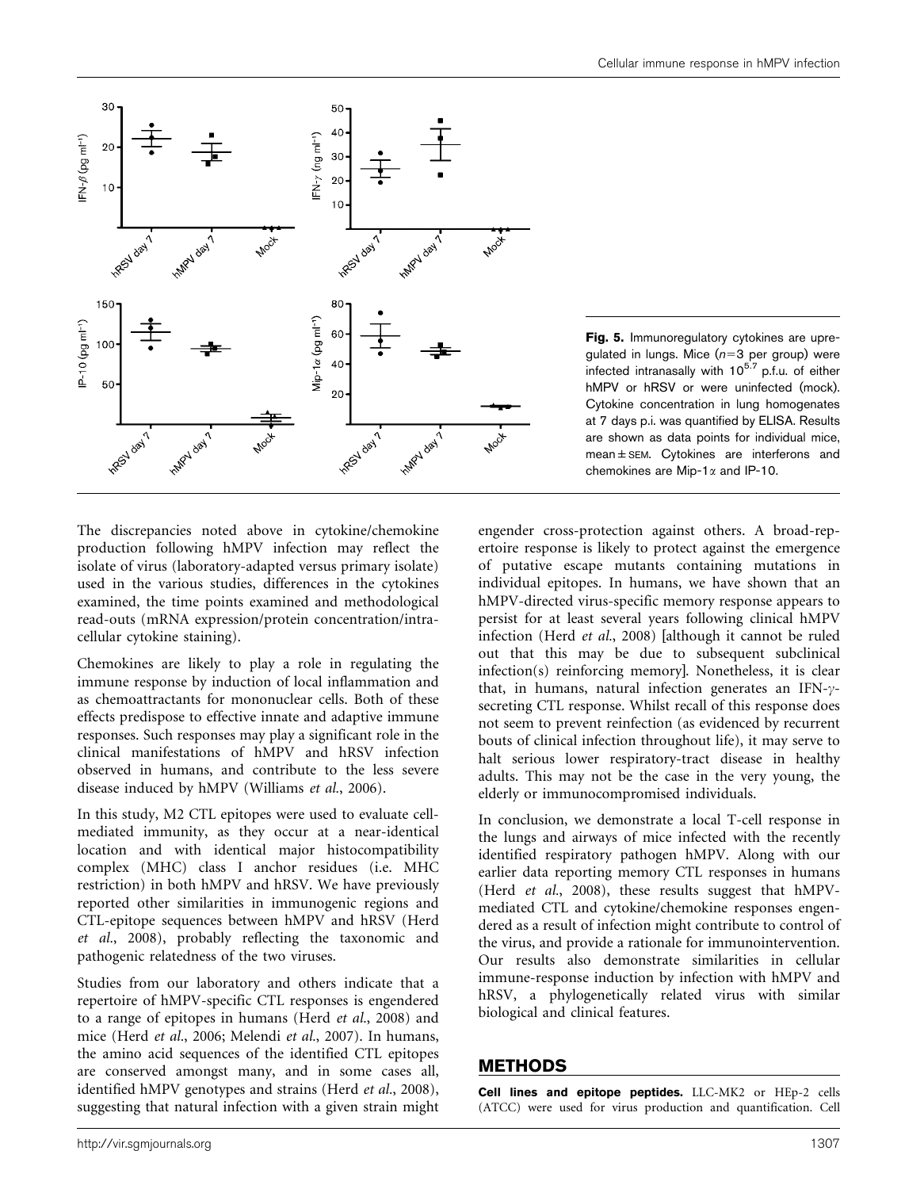**Fig. 5.** Immunoregulatory cytokines are upregulated in lungs. Mice ($n=3$ per group) were infected intranasally with $10^{5.7}$ p.f.u. of either hMPV or hRSV or were uninfected (mock). Cytokine concentration in lung homogenates at 7 days p.i. was quantified by ELISA. Results are shown as data points for individual mice, mean ± SEM. Cytokines are interferons and chemokines are Mip-1$\alpha$ and IP-10.

The discrepancies noted above in cytokine/chemokine production following hMPV infection may reflect the isolate of virus (laboratory-adapted versus primary isolate) used in the various studies, differences in the cytokines examined, the time points examined and methodological read-outs (mRNA expression/protein concentration/intracellular cytokine staining).

Chemokines are likely to play a role in regulating the immune response by induction of local inflammation and as chemoattractants for mononuclear cells. Both of these effects predispose to effective innate and adaptive immune responses. Such responses may play a significant role in the clinical manifestations of hMPV and hRSV infection observed in humans, and contribute to the less severe disease induced by hMPV (Williams *et al.*, 2006).

In this study, M2 CTL epitopes were used to evaluate cell-mediated immunity, as they occur at a near-identical location and with identical major histocompatibility complex (MHC) class I anchor residues (i.e. MHC restriction) in both hMPV and hRSV. We have previously reported other similarities in immunogenic regions and CTL-epitope sequences between hMPV and hRSV (Herd *et al.*, 2008), probably reflecting the taxonomic and pathogenic relatedness of the two viruses.

Studies from our laboratory and others indicate that a repertoire of hMPV-specific CTL responses is engendered to a range of epitopes in humans (Herd *et al.*, 2008) and mice (Herd *et al.*, 2006; Melendi *et al.*, 2007). In humans, the amino acid sequences of the identified CTL epitopes are conserved amongst many, and in some cases all, identified hMPV genotypes and strains (Herd *et al.*, 2008), suggesting that natural infection with a given strain might engender cross-protection against others. A broad-repertoire response is likely to protect against the emergence of putative escape mutants containing mutations in individual epitopes. In humans, we have shown that an hMPV-directed virus-specific memory response appears to persist for at least several years following clinical hMPV infection (Herd *et al.*, 2008) [although it cannot be ruled out that this may be due to subsequent subclinical infection(s) reinforcing memory]. Nonetheless, it is clear that, in humans, natural infection generates an IFN-$\gamma$-secreting CTL response. Whilst recall of this response does not seem to prevent reinfection (as evidenced by recurrent bouts of clinical infection throughout life), it may serve to halt serious lower respiratory-tract disease in healthy adults. This may not be the case in the very young, the elderly or immunocompromised individuals.

In conclusion, we demonstrate a local T-cell response in the lungs and airways of mice infected with the recently identified respiratory pathogen hMPV. Along with our earlier data reporting memory CTL responses in humans (Herd *et al.*, 2008), these results suggest that hMPV-mediated CTL and cytokine/chemokine responses engendered as a result of infection might contribute to control of the virus, and provide a rationale for immunointervention. Our results also demonstrate similarities in cellular immune-response induction by infection with hMPV and hRSV, a phylogenetically related virus with similar biological and clinical features.

## METHODS

**Cell lines and epitope peptides.** LLC-MK2 or HEp-2 cells (ATCC) were used for virus production and quantification. Cell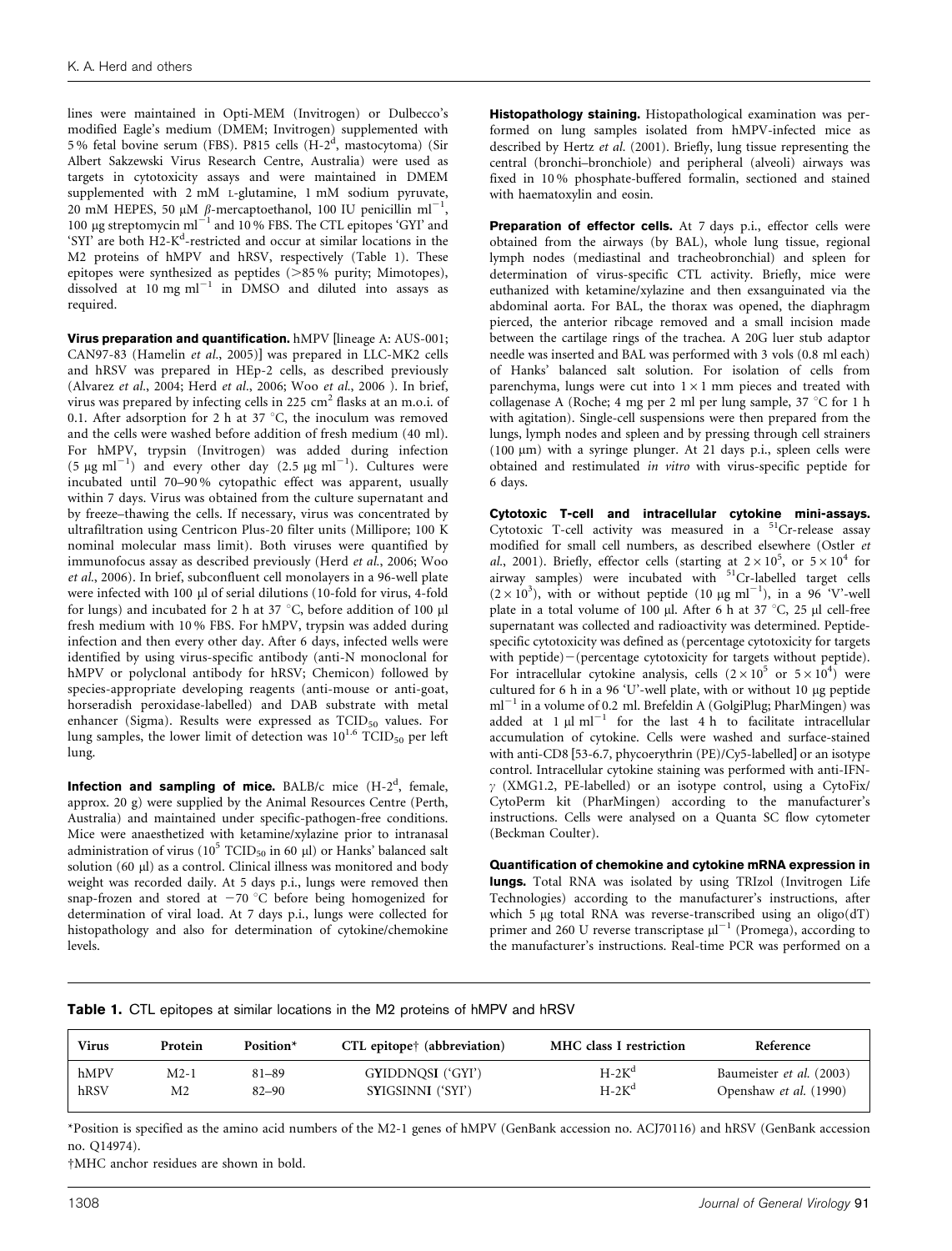lines were maintained in Opti-MEM (Invitrogen) or Dulbecco's modified Eagle's medium (DMEM; Invitrogen) supplemented with 5 % fetal bovine serum (FBS). P815 cells (H-$2^d$, mastocytoma) (Sir Albert Sakzewski Virus Research Centre, Australia) were used as targets in cytotoxicity assays and were maintained in DMEM supplemented with 2 mM L-glutamine, 1 mM sodium pyruvate, 20 mM HEPES, 50 μM β-mercaptoethanol, 100 IU penicillin $ml^{-1}$, 100 μg streptomycin $ml^{-1}$ and 10 % FBS. The CTL epitopes 'GYI' and 'SYI' are both H2-$K^d$-restricted and occur at similar locations in the M2 proteins of hMPV and hRSV, respectively (Table 1). These epitopes were synthesized as peptides (>85 % purity; Mimotopes), dissolved at 10 mg $ml^{-1}$ in DMSO and diluted into assays as required.

**Virus preparation and quantification.** hMPV [lineage A: AUS-001; CAN97-83 (Hamelin *et al.*, 2005)] was prepared in LLC-MK2 cells and hRSV was prepared in HEp-2 cells, as described previously (Alvarez *et al.*, 2004; Herd *et al.*, 2006; Woo *et al.*, 2006 ). In brief, virus was prepared by infecting cells in 225 $cm^2$ flasks at an m.o.i. of 0.1. After adsorption for 2 h at 37 °C, the inoculum was removed and the cells were washed before addition of fresh medium (40 ml). For hMPV, trypsin (Invitrogen) was added during infection (5 μg $ml^{-1}$) and every other day (2.5 μg $ml^{-1}$). Cultures were incubated until 70–90 % cytopathic effect was apparent, usually within 7 days. Virus was obtained from the culture supernatant and by freeze–thawing the cells. If necessary, virus was concentrated by ultrafiltration using Centricon Plus-20 filter units (Millipore; 100 K nominal molecular mass limit). Both viruses were quantified by immunofocus assay as described previously (Herd *et al.*, 2006; Woo *et al.*, 2006). In brief, subconfluent cell monolayers in a 96-well plate were infected with 100 μl of serial dilutions (10-fold for virus, 4-fold for lungs) and incubated for 2 h at 37 °C, before addition of 100 μl fresh medium with 10 % FBS. For hMPV, trypsin was added during infection and then every other day. After 6 days, infected wells were identified by using virus-specific antibody (anti-N monoclonal for hMPV or polyclonal antibody for hRSV; Chemicon) followed by species-appropriate developing reagents (anti-mouse or anti-goat, horseradish peroxidase-labelled) and DAB substrate with metal enhancer (Sigma). Results were expressed as $TCID_{50}$ values. For lung samples, the lower limit of detection was $10^{1.6}$ $TCID_{50}$ per left lung.

**Infection and sampling of mice.** BALB/c mice (H-$2^d$, female, approx. 20 g) were supplied by the Animal Resources Centre (Perth, Australia) and maintained under specific-pathogen-free conditions. Mice were anaesthetized with ketamine/xylazine prior to intranasal administration of virus ($10^5$ $TCID_{50}$ in 60 μl) or Hanks' balanced salt solution (60 μl) as a control. Clinical illness was monitored and body weight was recorded daily. At 5 days p.i., lungs were removed then snap-frozen and stored at −70 °C before being homogenized for determination of viral load. At 7 days p.i., lungs were collected for histopathology and also for determination of cytokine/chemokine levels.

**Histopathology staining.** Histopathological examination was performed on lung samples isolated from hMPV-infected mice as described by Hertz *et al.* (2001). Briefly, lung tissue representing the central (bronchi–bronchiole) and peripheral (alveoli) airways was fixed in 10 % phosphate-buffered formalin, sectioned and stained with haematoxylin and eosin.

**Preparation of effector cells.** At 7 days p.i., effector cells were obtained from the airways (by BAL), whole lung tissue, regional lymph nodes (mediastinal and tracheobronchial) and spleen for determination of virus-specific CTL activity. Briefly, mice were euthanized with ketamine/xylazine and then exsanguinated via the abdominal aorta. For BAL, the thorax was opened, the diaphragm pierced, the anterior ribcage removed and a small incision made between the cartilage rings of the trachea. A 20G luer stub adaptor needle was inserted and BAL was performed with 3 vols (0.8 ml each) of Hanks' balanced salt solution. For isolation of cells from parenchyma, lungs were cut into 1 × 1 mm pieces and treated with collagenase A (Roche; 4 mg per 2 ml per lung sample, 37 °C for 1 h with agitation). Single-cell suspensions were then prepared from the lungs, lymph nodes and spleen and by pressing through cell strainers (100 μm) with a syringe plunger. At 21 days p.i., spleen cells were obtained and restimulated *in vitro* with virus-specific peptide for 6 days.

**Cytotoxic T-cell and intracellular cytokine mini-assays.** Cytotoxic T-cell activity was measured in a $^{51}$Cr-release assay modified for small cell numbers, as described elsewhere (Ostler *et al.*, 2001). Briefly, effector cells (starting at $2 \times 10^5$, or $5 \times 10^4$ for airway samples) were incubated with $^{51}$Cr-labelled target cells ($2 \times 10^3$), with or without peptide (10 μg $ml^{-1}$), in a 96 'V'-well plate in a total volume of 100 μl. After 6 h at 37 °C, 25 μl cell-free supernatant was collected and radioactivity was determined. Peptide-specific cytotoxicity was defined as (percentage cytotoxicity for targets with peptide) − (percentage cytotoxicity for targets without peptide). For intracellular cytokine analysis, cells ($2 \times 10^5$ or $5 \times 10^4$) were cultured for 6 h in a 96 'U'-well plate, with or without 10 μg peptide $ml^{-1}$ in a volume of 0.2 ml. Brefeldin A (GolgiPlug; PharMingen) was added at 1 μl $ml^{-1}$ for the last 4 h to facilitate intracellular accumulation of cytokine. Cells were washed and surface-stained with anti-CD8 [53-6.7, phycoerythrin (PE)/Cy5-labelled] or an isotype control. Intracellular cytokine staining was performed with anti-IFN-γ (XMG1.2, PE-labelled) or an isotype control, using a CytoFix/CytoPerm kit (PharMingen) according to the manufacturer's instructions. Cells were analysed on a Quanta SC flow cytometer (Beckman Coulter).

**Quantification of chemokine and cytokine mRNA expression in lungs.** Total RNA was isolated by using TRIzol (Invitrogen Life Technologies) according to the manufacturer's instructions, after which 5 μg total RNA was reverse-transcribed using an oligo(dT) primer and 260 U reverse transcriptase $μl^{-1}$ (Promega), according to the manufacturer's instructions. Real-time PCR was performed on a

**Table 1.** CTL epitopes at similar locations in the M2 proteins of hMPV and hRSV

| Virus | Protein | Position* | CTL epitope† (abbreviation) | MHC class I restriction | Reference |
|---|---|---|---|---|---|
| hMPV | M2-1 | 81–89 | G**Y**IDDNQS**I** ('GYI') | H-2$K^d$ | Baumeister *et al.* (2003) |
| hRSV | M2 | 82–90 | S**Y**IGSINN**I** ('SYI') | H-2$K^d$ | Openshaw *et al.* (1990) |

*Position is specified as the amino acid numbers of the M2-1 genes of hMPV (GenBank accession no. ACJ70116) and hRSV (GenBank accession no. Q14974).

†MHC anchor residues are shown in bold.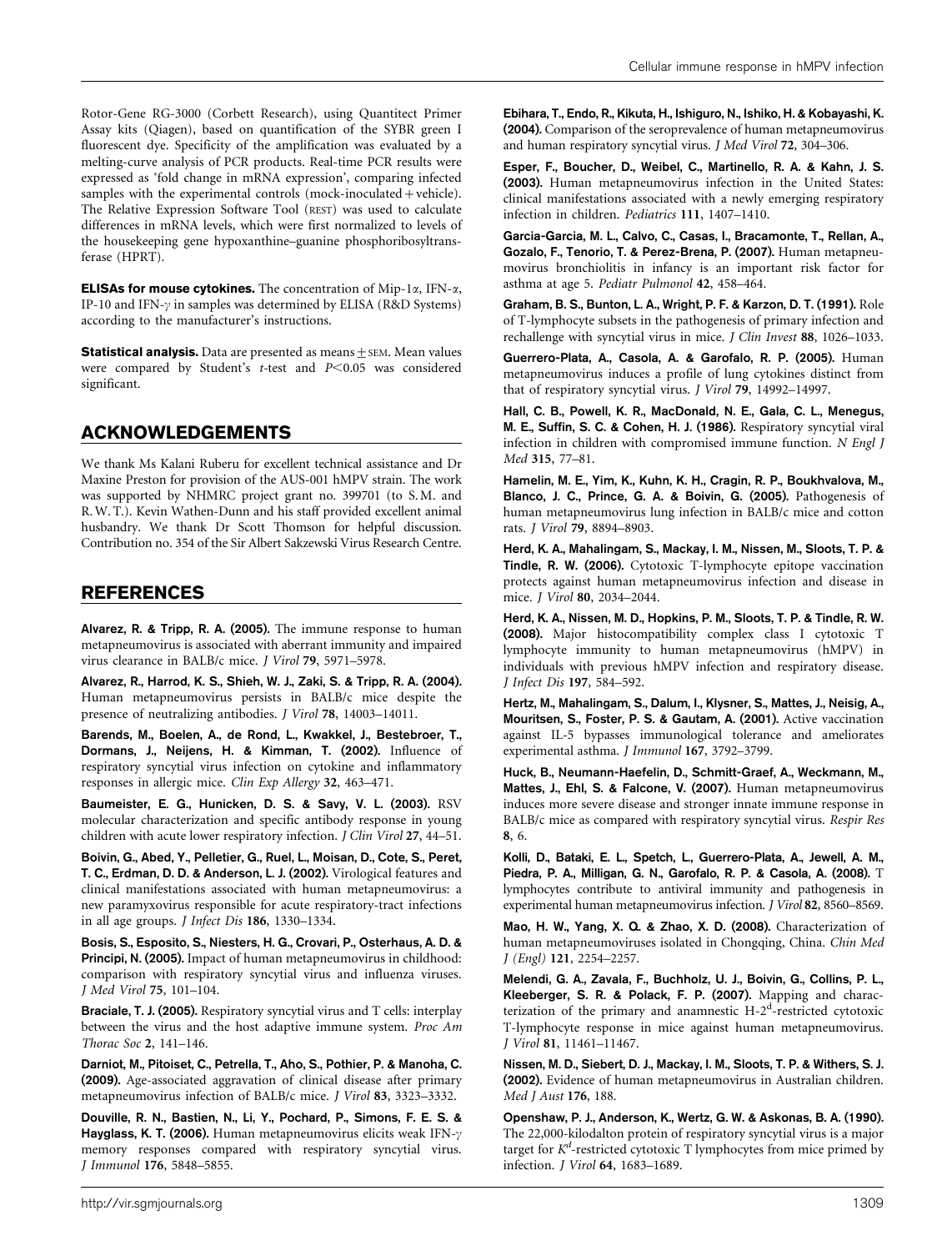Rotor-Gene RG-3000 (Corbett Research), using Quantitect Primer Assay kits (Qiagen), based on quantification of the SYBR green I fluorescent dye. Specificity of the amplification was evaluated by a melting-curve analysis of PCR products. Real-time PCR results were expressed as 'fold change in mRNA expression', comparing infected samples with the experimental controls (mock-inoculated + vehicle). The Relative Expression Software Tool (REST) was used to calculate differences in mRNA levels, which were first normalized to levels of the housekeeping gene hypoxanthine–guanine phosphoribosyltransferase (HPRT).

**ELISAs for mouse cytokines.** The concentration of Mip-1α, IFN-α, IP-10 and IFN-γ in samples was determined by ELISA (R&D Systems) according to the manufacturer's instructions.

**Statistical analysis.** Data are presented as means ± SEM. Mean values were compared by Student's *t*-test and $P<0.05$ was considered significant.

## ACKNOWLEDGEMENTS

We thank Ms Kalani Ruberu for excellent technical assistance and Dr Maxine Preston for provision of the AUS-001 hMPV strain. The work was supported by NHMRC project grant no. 399701 (to S.M. and R.W.T.). Kevin Wathen-Dunn and his staff provided excellent animal husbandry. We thank Dr Scott Thomson for helpful discussion. Contribution no. 354 of the Sir Albert Sakzewski Virus Research Centre.

## REFERENCES

**Alvarez, R. & Tripp, R. A. (2005).** The immune response to human metapneumovirus is associated with aberrant immunity and impaired virus clearance in BALB/c mice. *J Virol* **79**, 5971–5978.

**Alvarez, R., Harrod, K. S., Shieh, W. J., Zaki, S. & Tripp, R. A. (2004).** Human metapneumovirus persists in BALB/c mice despite the presence of neutralizing antibodies. *J Virol* **78**, 14003–14011.

**Barends, M., Boelen, A., de Rond, L., Kwakkel, J., Bestebroer, T., Dormans, J., Neijens, H. & Kimman, T. (2002).** Influence of respiratory syncytial virus infection on cytokine and inflammatory responses in allergic mice. *Clin Exp Allergy* **32**, 463–471.

**Baumeister, E. G., Hunicken, D. S. & Savy, V. L. (2003).** RSV molecular characterization and specific antibody response in young children with acute lower respiratory infection. *J Clin Virol* **27**, 44–51.

**Boivin, G., Abed, Y., Pelletier, G., Ruel, L., Moisan, D., Cote, S., Peret, T. C., Erdman, D. D. & Anderson, L. J. (2002).** Virological features and clinical manifestations associated with human metapneumovirus: a new paramyxovirus responsible for acute respiratory-tract infections in all age groups. *J Infect Dis* **186**, 1330–1334.

**Bosis, S., Esposito, S., Niesters, H. G., Crovari, P., Osterhaus, A. D. & Principi, N. (2005).** Impact of human metapneumovirus in childhood: comparison with respiratory syncytial virus and influenza viruses. *J Med Virol* **75**, 101–104.

**Braciale, T. J. (2005).** Respiratory syncytial virus and T cells: interplay between the virus and the host adaptive immune system. *Proc Am Thorac Soc* **2**, 141–146.

**Darniot, M., Pitoiset, C., Petrella, T., Aho, S., Pothier, P. & Manoha, C. (2009).** Age-associated aggravation of clinical disease after primary metapneumovirus infection of BALB/c mice. *J Virol* **83**, 3323–3332.

**Douville, R. N., Bastien, N., Li, Y., Pochard, P., Simons, F. E. S. & Hayglass, K. T. (2006).** Human metapneumovirus elicits weak IFN-γ memory responses compared with respiratory syncytial virus. *J Immunol* **176**, 5848–5855.

**Ebihara, T., Endo, R., Kikuta, H., Ishiguro, N., Ishiko, H. & Kobayashi, K. (2004).** Comparison of the seroprevalence of human metapneumovirus and human respiratory syncytial virus. *J Med Virol* **72**, 304–306.

**Esper, F., Boucher, D., Weibel, C., Martinello, R. A. & Kahn, J. S. (2003).** Human metapneumovirus infection in the United States: clinical manifestations associated with a newly emerging respiratory infection in children. *Pediatrics* **111**, 1407–1410.

**Garcia-Garcia, M. L., Calvo, C., Casas, I., Bracamonte, T., Rellan, A., Gozalo, F., Tenorio, T. & Perez-Brena, P. (2007).** Human metapneumovirus bronchiolitis in infancy is an important risk factor for asthma at age 5. *Pediatr Pulmonol* **42**, 458–464.

**Graham, B. S., Bunton, L. A., Wright, P. F. & Karzon, D. T. (1991).** Role of T-lymphocyte subsets in the pathogenesis of primary infection and rechallenge with syncytial virus in mice. *J Clin Invest* **88**, 1026–1033.

**Guerrero-Plata, A., Casola, A. & Garofalo, R. P. (2005).** Human metapneumovirus induces a profile of lung cytokines distinct from that of respiratory syncytial virus. *J Virol* **79**, 14992–14997.

**Hall, C. B., Powell, K. R., MacDonald, N. E., Gala, C. L., Menegus, M. E., Suffin, S. C. & Cohen, H. J. (1986).** Respiratory syncytial viral infection in children with compromised immune function. *N Engl J Med* **315**, 77–81.

**Hamelin, M. E., Yim, K., Kuhn, K. H., Cragin, R. P., Boukhvalova, M., Blanco, J. C., Prince, G. A. & Boivin, G. (2005).** Pathogenesis of human metapneumovirus lung infection in BALB/c mice and cotton rats. *J Virol* **79**, 8894–8903.

**Herd, K. A., Mahalingam, S., Mackay, I. M., Nissen, M., Sloots, T. P. & Tindle, R. W. (2006).** Cytotoxic T-lymphocyte epitope vaccination protects against human metapneumovirus infection and disease in mice. *J Virol* **80**, 2034–2044.

**Herd, K. A., Nissen, M. D., Hopkins, P. M., Sloots, T. P. & Tindle, R. W. (2008).** Major histocompatibility complex class I cytotoxic T lymphocyte immunity to human metapneumovirus (hMPV) in individuals with previous hMPV infection and respiratory disease. *J Infect Dis* **197**, 584–592.

**Hertz, M., Mahalingam, S., Dalum, I., Klysner, S., Mattes, J., Neisig, A., Mouritsen, S., Foster, P. S. & Gautam, A. (2001).** Active vaccination against IL-5 bypasses immunological tolerance and ameliorates experimental asthma. *J Immunol* **167**, 3792–3799.

**Huck, B., Neumann-Haefelin, D., Schmitt-Graef, A., Weckmann, M., Mattes, J., Ehl, S. & Falcone, V. (2007).** Human metapneumovirus induces more severe disease and stronger innate immune response in BALB/c mice as compared with respiratory syncytial virus. *Respir Res* **8**, 6.

**Kolli, D., Bataki, E. L., Spetch, L., Guerrero-Plata, A., Jewell, A. M., Piedra, P. A., Milligan, G. N., Garofalo, R. P. & Casola, A. (2008).** T lymphocytes contribute to antiviral immunity and pathogenesis in experimental human metapneumovirus infection. *J Virol* **82**, 8560–8569.

**Mao, H. W., Yang, X. Q. & Zhao, X. D. (2008).** Characterization of human metapneumoviruses isolated in Chongqing, China. *Chin Med J (Engl)* **121**, 2254–2257.

**Melendi, G. A., Zavala, F., Buchholz, U. J., Boivin, G., Collins, P. L., Kleeberger, S. R. & Polack, F. P. (2007).** Mapping and characterization of the primary and anamnestic H-2$^{d}$-restricted cytotoxic T-lymphocyte response in mice against human metapneumovirus. *J Virol* **81**, 11461–11467.

**Nissen, M. D., Siebert, D. J., Mackay, I. M., Sloots, T. P. & Withers, S. J. (2002).** Evidence of human metapneumovirus in Australian children. *Med J Aust* **176**, 188.

**Openshaw, P. J., Anderson, K., Wertz, G. W. & Askonas, B. A. (1990).** The 22,000-kilodalton protein of respiratory syncytial virus is a major target for $K^{d}$-restricted cytotoxic T lymphocytes from mice primed by infection. *J Virol* **64**, 1683–1689.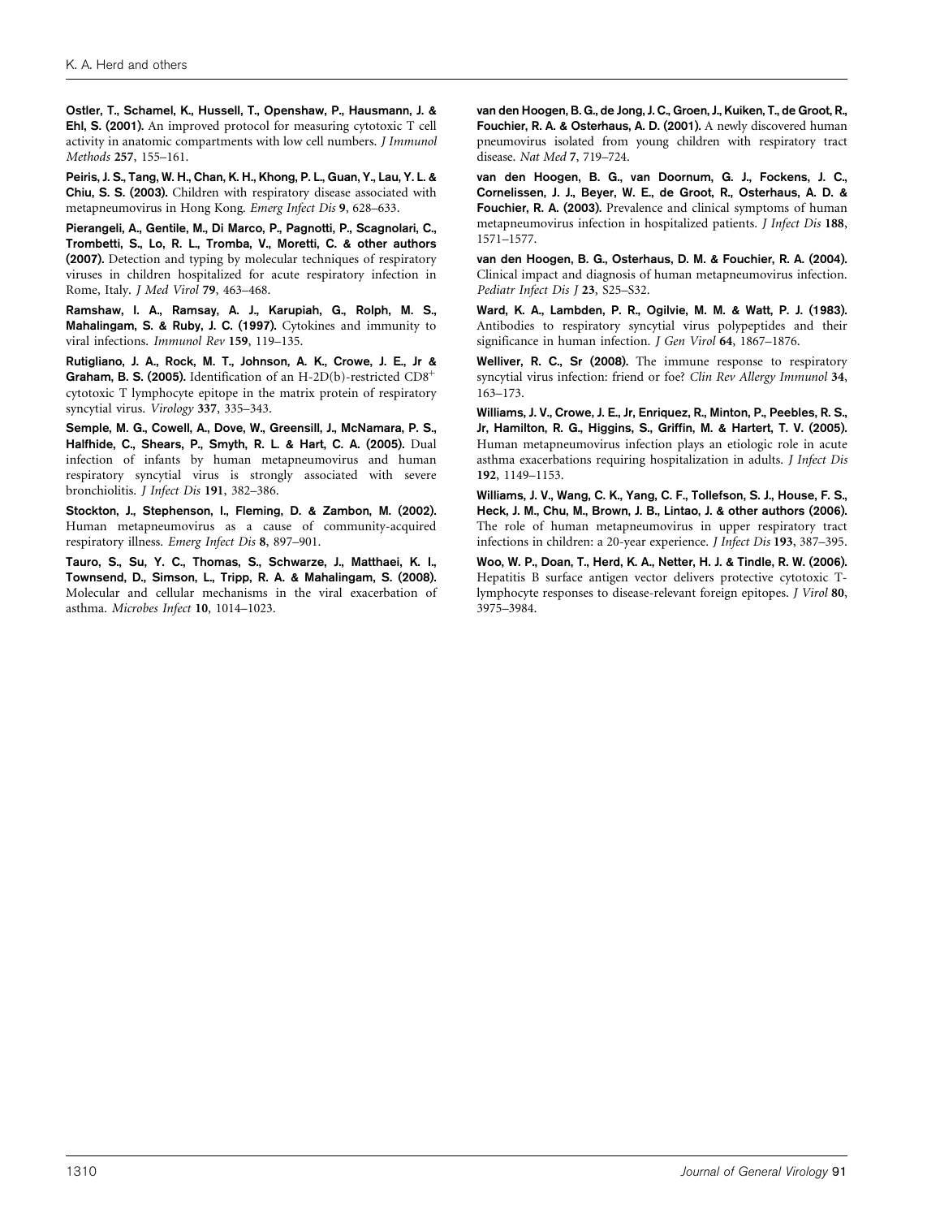**Ostler, T., Schamel, K., Hussell, T., Openshaw, P., Hausmann, J. & Ehl, S. (2001).** An improved protocol for measuring cytotoxic T cell activity in anatomic compartments with low cell numbers. *J Immunol Methods* **257**, 155–161.

**Peiris, J. S., Tang, W. H., Chan, K. H., Khong, P. L., Guan, Y., Lau, Y. L. & Chiu, S. S. (2003).** Children with respiratory disease associated with metapneumovirus in Hong Kong. *Emerg Infect Dis* **9**, 628–633.

**Pierangeli, A., Gentile, M., Di Marco, P., Pagnotti, P., Scagnolari, C., Trombetti, S., Lo, R. L., Tromba, V., Moretti, C. & other authors (2007).** Detection and typing by molecular techniques of respiratory viruses in children hospitalized for acute respiratory infection in Rome, Italy. *J Med Virol* **79**, 463–468.

**Ramshaw, I. A., Ramsay, A. J., Karupiah, G., Rolph, M. S., Mahalingam, S. & Ruby, J. C. (1997).** Cytokines and immunity to viral infections. *Immunol Rev* **159**, 119–135.

**Rutigliano, J. A., Rock, M. T., Johnson, A. K., Crowe, J. E., Jr & Graham, B. S. (2005).** Identification of an H-2D(b)-restricted $CD8^+$ cytotoxic T lymphocyte epitope in the matrix protein of respiratory syncytial virus. *Virology* **337**, 335–343.

**Semple, M. G., Cowell, A., Dove, W., Greensill, J., McNamara, P. S., Halfhide, C., Shears, P., Smyth, R. L. & Hart, C. A. (2005).** Dual infection of infants by human metapneumovirus and human respiratory syncytial virus is strongly associated with severe bronchiolitis. *J Infect Dis* **191**, 382–386.

**Stockton, J., Stephenson, I., Fleming, D. & Zambon, M. (2002).** Human metapneumovirus as a cause of community-acquired respiratory illness. *Emerg Infect Dis* **8**, 897–901.

**Tauro, S., Su, Y. C., Thomas, S., Schwarze, J., Matthaei, K. I., Townsend, D., Simson, L., Tripp, R. A. & Mahalingam, S. (2008).** Molecular and cellular mechanisms in the viral exacerbation of asthma. *Microbes Infect* **10**, 1014–1023.

**van den Hoogen, B. G., de Jong, J. C., Groen, J., Kuiken, T., de Groot, R., Fouchier, R. A. & Osterhaus, A. D. (2001).** A newly discovered human pneumovirus isolated from young children with respiratory tract disease. *Nat Med* **7**, 719–724.

**van den Hoogen, B. G., van Doornum, G. J., Fockens, J. C., Cornelissen, J. J., Beyer, W. E., de Groot, R., Osterhaus, A. D. & Fouchier, R. A. (2003).** Prevalence and clinical symptoms of human metapneumovirus infection in hospitalized patients. *J Infect Dis* **188**, 1571–1577.

**van den Hoogen, B. G., Osterhaus, D. M. & Fouchier, R. A. (2004).** Clinical impact and diagnosis of human metapneumovirus infection. *Pediatr Infect Dis J* **23**, S25–S32.

**Ward, K. A., Lambden, P. R., Ogilvie, M. M. & Watt, P. J. (1983).** Antibodies to respiratory syncytial virus polypeptides and their significance in human infection. *J Gen Virol* **64**, 1867–1876.

**Welliver, R. C., Sr (2008).** The immune response to respiratory syncytial virus infection: friend or foe? *Clin Rev Allergy Immunol* **34**, 163–173.

**Williams, J. V., Crowe, J. E., Jr, Enriquez, R., Minton, P., Peebles, R. S., Jr, Hamilton, R. G., Higgins, S., Griffin, M. & Hartert, T. V. (2005).** Human metapneumovirus infection plays an etiologic role in acute asthma exacerbations requiring hospitalization in adults. *J Infect Dis* **192**, 1149–1153.

**Williams, J. V., Wang, C. K., Yang, C. F., Tollefson, S. J., House, F. S., Heck, J. M., Chu, M., Brown, J. B., Lintao, J. & other authors (2006).** The role of human metapneumovirus in upper respiratory tract infections in children: a 20-year experience. *J Infect Dis* **193**, 387–395.

**Woo, W. P., Doan, T., Herd, K. A., Netter, H. J. & Tindle, R. W. (2006).** Hepatitis B surface antigen vector delivers protective cytotoxic T-lymphocyte responses to disease-relevant foreign epitopes. *J Virol* **80**, 3975–3984.